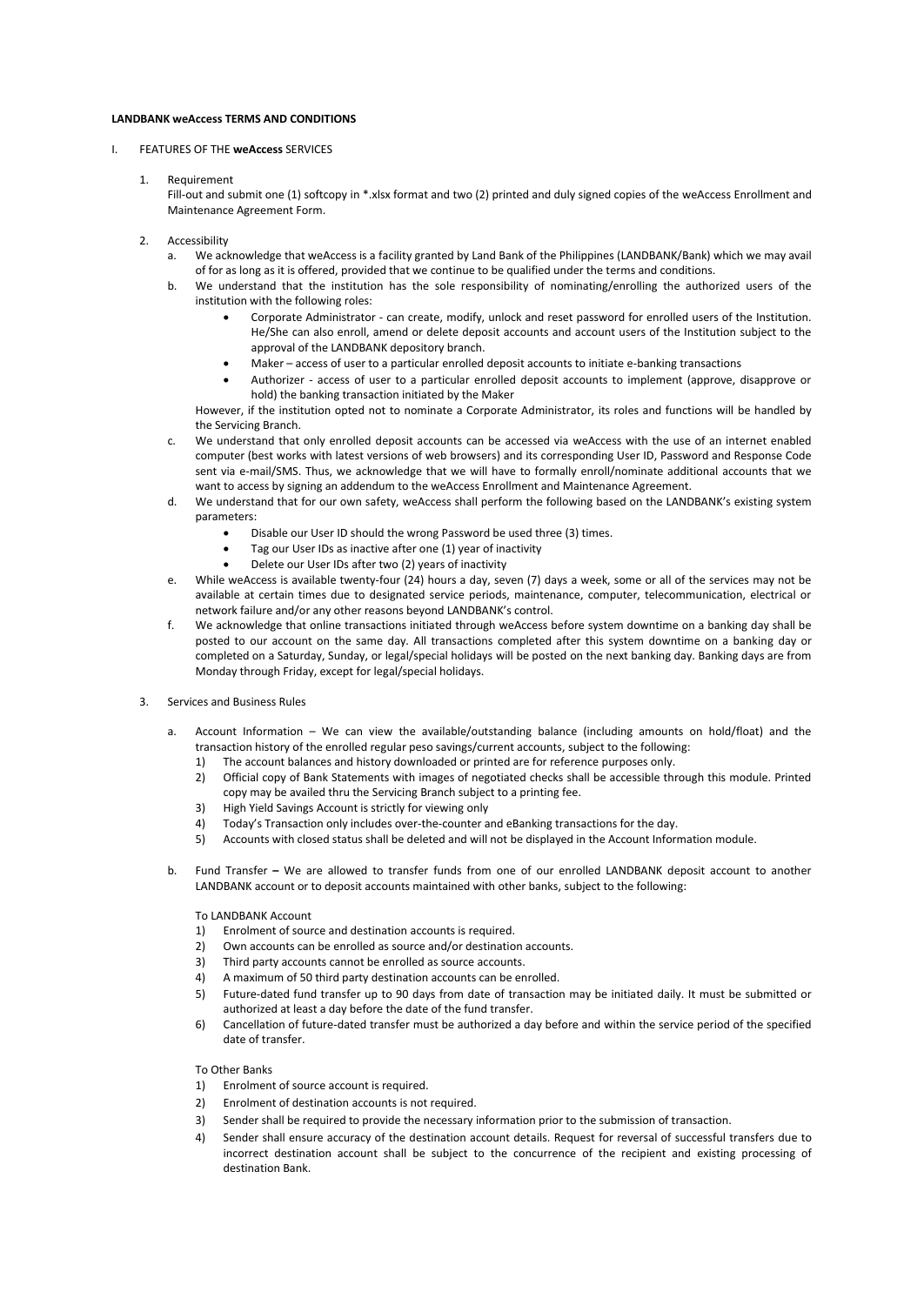**LANDBANK weAccess TERMS AND CONDITIONS**

I. FEATURES OF THE **weAccess** SERVICES

1. Requirement

   Fill-out and submit one (1) softcopy in *.xlsx format and two (2) printed and duly signed copies of the weAccess Enrollment and Maintenance Agreement Form.

2. Accessibility

   a. We acknowledge that weAccess is a facility granted by Land Bank of the Philippines (LANDBANK/Bank) which we may avail of for as long as it is offered, provided that we continue to be qualified under the terms and conditions.

   b. We understand that the institution has the sole responsibility of nominating/enrolling the authorized users of the institution with the following roles:

      - Corporate Administrator - can create, modify, unlock and reset password for enrolled users of the Institution. He/She can also enroll, amend or delete deposit accounts and account users of the Institution subject to the approval of the LANDBANK depository branch.
      - Maker – access of user to a particular enrolled deposit accounts to initiate e-banking transactions
      - Authorizer - access of user to a particular enrolled deposit accounts to implement (approve, disapprove or hold) the banking transaction initiated by the Maker

      However, if the institution opted not to nominate a Corporate Administrator, its roles and functions will be handled by the Servicing Branch.

   c. We understand that only enrolled deposit accounts can be accessed via weAccess with the use of an internet enabled computer (best works with latest versions of web browsers) and its corresponding User ID, Password and Response Code sent via e-mail/SMS. Thus, we acknowledge that we will have to formally enroll/nominate additional accounts that we want to access by signing an addendum to the weAccess Enrollment and Maintenance Agreement.

   d. We understand that for our own safety, weAccess shall perform the following based on the LANDBANK's existing system parameters:

      - Disable our User ID should the wrong Password be used three (3) times.
      - Tag our User IDs as inactive after one (1) year of inactivity
      - Delete our User IDs after two (2) years of inactivity

   e. While weAccess is available twenty-four (24) hours a day, seven (7) days a week, some or all of the services may not be available at certain times due to designated service periods, maintenance, computer, telecommunication, electrical or network failure and/or any other reasons beyond LANDBANK's control.

   f. We acknowledge that online transactions initiated through weAccess before system downtime on a banking day shall be posted to our account on the same day. All transactions completed after this system downtime on a banking day or completed on a Saturday, Sunday, or legal/special holidays will be posted on the next banking day. Banking days are from Monday through Friday, except for legal/special holidays.

3. Services and Business Rules

   a. Account Information – We can view the available/outstanding balance (including amounts on hold/float) and the transaction history of the enrolled regular peso savings/current accounts, subject to the following:

      1) The account balances and history downloaded or printed are for reference purposes only.
      2) Official copy of Bank Statements with images of negotiated checks shall be accessible through this module. Printed copy may be availed thru the Servicing Branch subject to a printing fee.
      3) High Yield Savings Account is strictly for viewing only
      4) Today's Transaction only includes over-the-counter and eBanking transactions for the day.
      5) Accounts with closed status shall be deleted and will not be displayed in the Account Information module.

   b. Fund Transfer **–** We are allowed to transfer funds from one of our enrolled LANDBANK deposit account to another LANDBANK account or to deposit accounts maintained with other banks, subject to the following:

      To LANDBANK Account

      1) Enrolment of source and destination accounts is required.
      2) Own accounts can be enrolled as source and/or destination accounts.
      3) Third party accounts cannot be enrolled as source accounts.
      4) A maximum of 50 third party destination accounts can be enrolled.
      5) Future-dated fund transfer up to 90 days from date of transaction may be initiated daily. It must be submitted or authorized at least a day before the date of the fund transfer.
      6) Cancellation of future-dated transfer must be authorized a day before and within the service period of the specified date of transfer.

      To Other Banks

      1) Enrolment of source account is required.
      2) Enrolment of destination accounts is not required.
      3) Sender shall be required to provide the necessary information prior to the submission of transaction.
      4) Sender shall ensure accuracy of the destination account details. Request for reversal of successful transfers due to incorrect destination account shall be subject to the concurrence of the recipient and existing processing of destination Bank.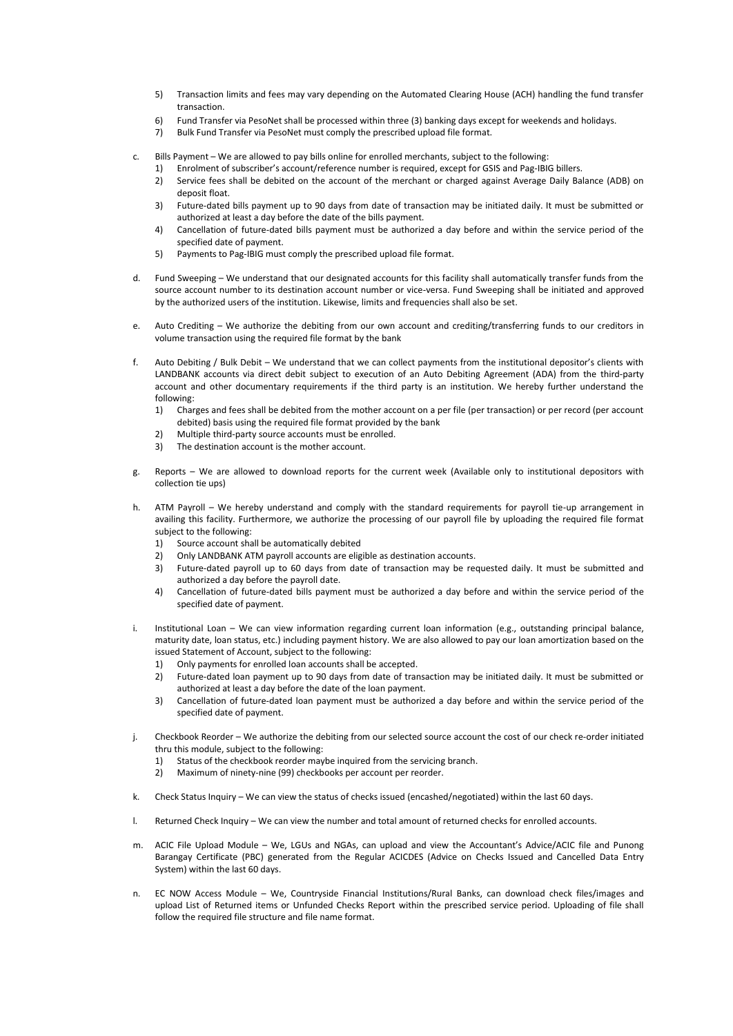5) Transaction limits and fees may vary depending on the Automated Clearing House (ACH) handling the fund transfer transaction.
6) Fund Transfer via PesoNet shall be processed within three (3) banking days except for weekends and holidays.
7) Bulk Fund Transfer via PesoNet must comply the prescribed upload file format.

c. Bills Payment – We are allowed to pay bills online for enrolled merchants, subject to the following:
   1) Enrolment of subscriber's account/reference number is required, except for GSIS and Pag-IBIG billers.
   2) Service fees shall be debited on the account of the merchant or charged against Average Daily Balance (ADB) on deposit float.
   3) Future-dated bills payment up to 90 days from date of transaction may be initiated daily. It must be submitted or authorized at least a day before the date of the bills payment.
   4) Cancellation of future-dated bills payment must be authorized a day before and within the service period of the specified date of payment.
   5) Payments to Pag-IBIG must comply the prescribed upload file format.

d. Fund Sweeping – We understand that our designated accounts for this facility shall automatically transfer funds from the source account number to its destination account number or vice-versa. Fund Sweeping shall be initiated and approved by the authorized users of the institution. Likewise, limits and frequencies shall also be set.

e. Auto Crediting – We authorize the debiting from our own account and crediting/transferring funds to our creditors in volume transaction using the required file format by the bank

f. Auto Debiting / Bulk Debit – We understand that we can collect payments from the institutional depositor's clients with LANDBANK accounts via direct debit subject to execution of an Auto Debiting Agreement (ADA) from the third-party account and other documentary requirements if the third party is an institution. We hereby further understand the following:
   1) Charges and fees shall be debited from the mother account on a per file (per transaction) or per record (per account debited) basis using the required file format provided by the bank
   2) Multiple third-party source accounts must be enrolled.
   3) The destination account is the mother account.

g. Reports – We are allowed to download reports for the current week (Available only to institutional depositors with collection tie ups)

h. ATM Payroll – We hereby understand and comply with the standard requirements for payroll tie-up arrangement in availing this facility. Furthermore, we authorize the processing of our payroll file by uploading the required file format subject to the following:
   1) Source account shall be automatically debited
   2) Only LANDBANK ATM payroll accounts are eligible as destination accounts.
   3) Future-dated payroll up to 60 days from date of transaction may be requested daily. It must be submitted and authorized a day before the payroll date.
   4) Cancellation of future-dated bills payment must be authorized a day before and within the service period of the specified date of payment.

i. Institutional Loan – We can view information regarding current loan information (e.g., outstanding principal balance, maturity date, loan status, etc.) including payment history. We are also allowed to pay our loan amortization based on the issued Statement of Account, subject to the following:
   1) Only payments for enrolled loan accounts shall be accepted.
   2) Future-dated loan payment up to 90 days from date of transaction may be initiated daily. It must be submitted or authorized at least a day before the date of the loan payment.
   3) Cancellation of future-dated loan payment must be authorized a day before and within the service period of the specified date of payment.

j. Checkbook Reorder – We authorize the debiting from our selected source account the cost of our check re-order initiated thru this module, subject to the following:
   1) Status of the checkbook reorder maybe inquired from the servicing branch.
   2) Maximum of ninety-nine (99) checkbooks per account per reorder.

k. Check Status Inquiry – We can view the status of checks issued (encashed/negotiated) within the last 60 days.

l. Returned Check Inquiry – We can view the number and total amount of returned checks for enrolled accounts.

m. ACIC File Upload Module – We, LGUs and NGAs, can upload and view the Accountant's Advice/ACIC file and Punong Barangay Certificate (PBC) generated from the Regular ACICDES (Advice on Checks Issued and Cancelled Data Entry System) within the last 60 days.

n. EC NOW Access Module – We, Countryside Financial Institutions/Rural Banks, can download check files/images and upload List of Returned items or Unfunded Checks Report within the prescribed service period. Uploading of file shall follow the required file structure and file name format.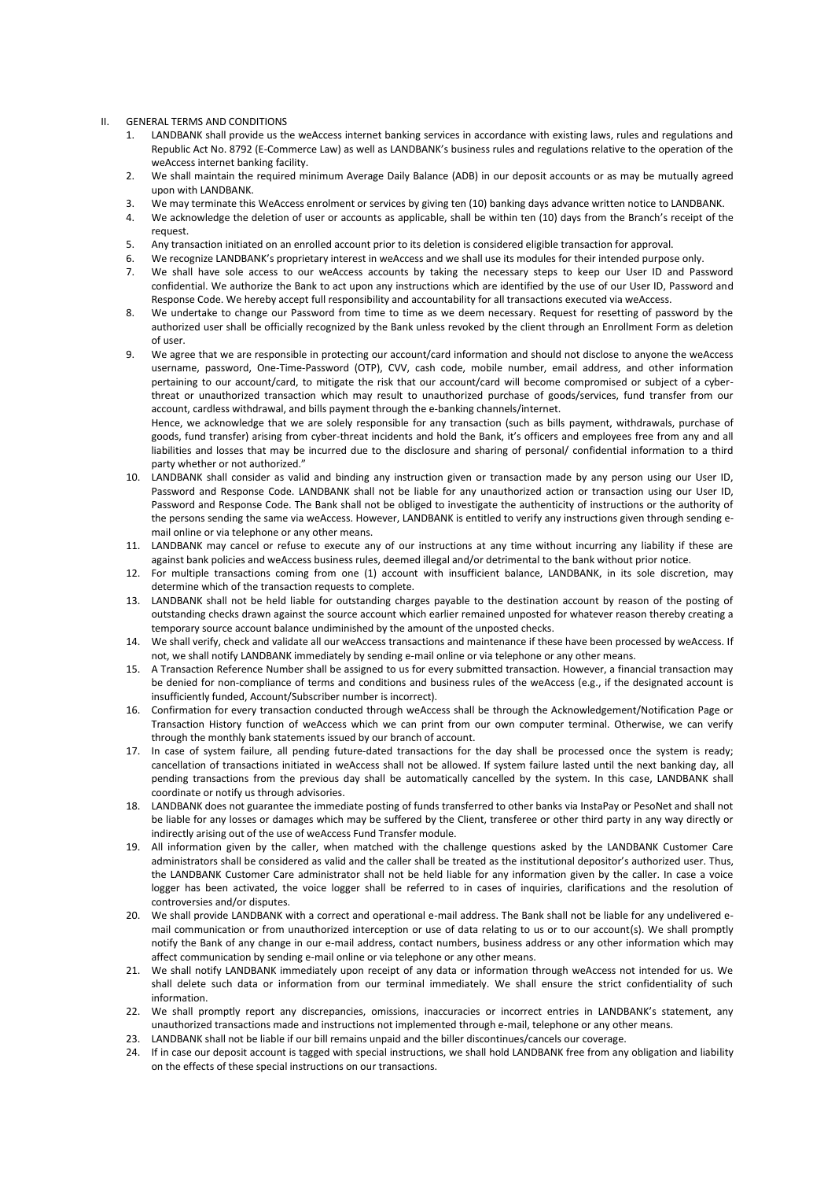II. GENERAL TERMS AND CONDITIONS

1. LANDBANK shall provide us the weAccess internet banking services in accordance with existing laws, rules and regulations and Republic Act No. 8792 (E-Commerce Law) as well as LANDBANK's business rules and regulations relative to the operation of the weAccess internet banking facility.
2. We shall maintain the required minimum Average Daily Balance (ADB) in our deposit accounts or as may be mutually agreed upon with LANDBANK.
3. We may terminate this WeAccess enrolment or services by giving ten (10) banking days advance written notice to LANDBANK.
4. We acknowledge the deletion of user or accounts as applicable, shall be within ten (10) days from the Branch's receipt of the request.
5. Any transaction initiated on an enrolled account prior to its deletion is considered eligible transaction for approval.
6. We recognize LANDBANK's proprietary interest in weAccess and we shall use its modules for their intended purpose only.
7. We shall have sole access to our weAccess accounts by taking the necessary steps to keep our User ID and Password confidential. We authorize the Bank to act upon any instructions which are identified by the use of our User ID, Password and Response Code. We hereby accept full responsibility and accountability for all transactions executed via weAccess.
8. We undertake to change our Password from time to time as we deem necessary. Request for resetting of password by the authorized user shall be officially recognized by the Bank unless revoked by the client through an Enrollment Form as deletion of user.
9. We agree that we are responsible in protecting our account/card information and should not disclose to anyone the weAccess username, password, One-Time-Password (OTP), CVV, cash code, mobile number, email address, and other information pertaining to our account/card, to mitigate the risk that our account/card will become compromised or subject of a cyber-threat or unauthorized transaction which may result to unauthorized purchase of goods/services, fund transfer from our account, cardless withdrawal, and bills payment through the e-banking channels/internet.

   Hence, we acknowledge that we are solely responsible for any transaction (such as bills payment, withdrawals, purchase of goods, fund transfer) arising from cyber-threat incidents and hold the Bank, it's officers and employees free from any and all liabilities and losses that may be incurred due to the disclosure and sharing of personal/ confidential information to a third party whether or not authorized."
10. LANDBANK shall consider as valid and binding any instruction given or transaction made by any person using our User ID, Password and Response Code. LANDBANK shall not be liable for any unauthorized action or transaction using our User ID, Password and Response Code. The Bank shall not be obliged to investigate the authenticity of instructions or the authority of the persons sending the same via weAccess. However, LANDBANK is entitled to verify any instructions given through sending e-mail online or via telephone or any other means.
11. LANDBANK may cancel or refuse to execute any of our instructions at any time without incurring any liability if these are against bank policies and weAccess business rules, deemed illegal and/or detrimental to the bank without prior notice.
12. For multiple transactions coming from one (1) account with insufficient balance, LANDBANK, in its sole discretion, may determine which of the transaction requests to complete.
13. LANDBANK shall not be held liable for outstanding charges payable to the destination account by reason of the posting of outstanding checks drawn against the source account which earlier remained unposted for whatever reason thereby creating a temporary source account balance undiminished by the amount of the unposted checks.
14. We shall verify, check and validate all our weAccess transactions and maintenance if these have been processed by weAccess. If not, we shall notify LANDBANK immediately by sending e-mail online or via telephone or any other means.
15. A Transaction Reference Number shall be assigned to us for every submitted transaction. However, a financial transaction may be denied for non-compliance of terms and conditions and business rules of the weAccess (e.g., if the designated account is insufficiently funded, Account/Subscriber number is incorrect).
16. Confirmation for every transaction conducted through weAccess shall be through the Acknowledgement/Notification Page or Transaction History function of weAccess which we can print from our own computer terminal. Otherwise, we can verify through the monthly bank statements issued by our branch of account.
17. In case of system failure, all pending future-dated transactions for the day shall be processed once the system is ready; cancellation of transactions initiated in weAccess shall not be allowed. If system failure lasted until the next banking day, all pending transactions from the previous day shall be automatically cancelled by the system. In this case, LANDBANK shall coordinate or notify us through advisories.
18. LANDBANK does not guarantee the immediate posting of funds transferred to other banks via InstaPay or PesoNet and shall not be liable for any losses or damages which may be suffered by the Client, transferee or other third party in any way directly or indirectly arising out of the use of weAccess Fund Transfer module.
19. All information given by the caller, when matched with the challenge questions asked by the LANDBANK Customer Care administrators shall be considered as valid and the caller shall be treated as the institutional depositor's authorized user. Thus, the LANDBANK Customer Care administrator shall not be held liable for any information given by the caller. In case a voice logger has been activated, the voice logger shall be referred to in cases of inquiries, clarifications and the resolution of controversies and/or disputes.
20. We shall provide LANDBANK with a correct and operational e-mail address. The Bank shall not be liable for any undelivered e-mail communication or from unauthorized interception or use of data relating to us or to our account(s). We shall promptly notify the Bank of any change in our e-mail address, contact numbers, business address or any other information which may affect communication by sending e-mail online or via telephone or any other means.
21. We shall notify LANDBANK immediately upon receipt of any data or information through weAccess not intended for us. We shall delete such data or information from our terminal immediately. We shall ensure the strict confidentiality of such information.
22. We shall promptly report any discrepancies, omissions, inaccuracies or incorrect entries in LANDBANK's statement, any unauthorized transactions made and instructions not implemented through e-mail, telephone or any other means.
23. LANDBANK shall not be liable if our bill remains unpaid and the biller discontinues/cancels our coverage.
24. If in case our deposit account is tagged with special instructions, we shall hold LANDBANK free from any obligation and liability on the effects of these special instructions on our transactions.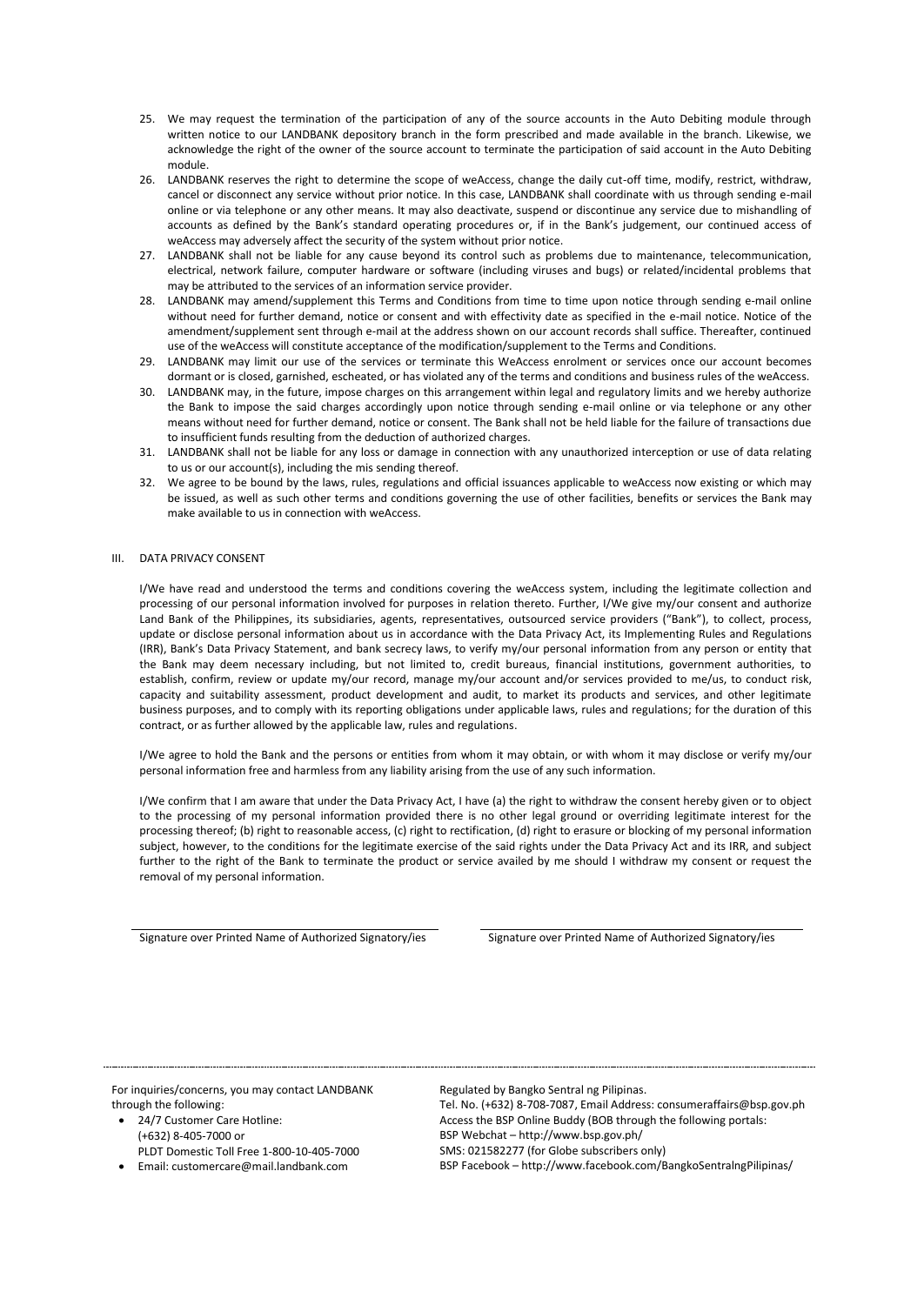25. We may request the termination of the participation of any of the source accounts in the Auto Debiting module through written notice to our LANDBANK depository branch in the form prescribed and made available in the branch. Likewise, we acknowledge the right of the owner of the source account to terminate the participation of said account in the Auto Debiting module.
26. LANDBANK reserves the right to determine the scope of weAccess, change the daily cut-off time, modify, restrict, withdraw, cancel or disconnect any service without prior notice. In this case, LANDBANK shall coordinate with us through sending e-mail online or via telephone or any other means. It may also deactivate, suspend or discontinue any service due to mishandling of accounts as defined by the Bank's standard operating procedures or, if in the Bank's judgement, our continued access of weAccess may adversely affect the security of the system without prior notice.
27. LANDBANK shall not be liable for any cause beyond its control such as problems due to maintenance, telecommunication, electrical, network failure, computer hardware or software (including viruses and bugs) or related/incidental problems that may be attributed to the services of an information service provider.
28. LANDBANK may amend/supplement this Terms and Conditions from time to time upon notice through sending e-mail online without need for further demand, notice or consent and with effectivity date as specified in the e-mail notice. Notice of the amendment/supplement sent through e-mail at the address shown on our account records shall suffice. Thereafter, continued use of the weAccess will constitute acceptance of the modification/supplement to the Terms and Conditions.
29. LANDBANK may limit our use of the services or terminate this WeAccess enrolment or services once our account becomes dormant or is closed, garnished, escheated, or has violated any of the terms and conditions and business rules of the weAccess.
30. LANDBANK may, in the future, impose charges on this arrangement within legal and regulatory limits and we hereby authorize the Bank to impose the said charges accordingly upon notice through sending e-mail online or via telephone or any other means without need for further demand, notice or consent. The Bank shall not be held liable for the failure of transactions due to insufficient funds resulting from the deduction of authorized charges.
31. LANDBANK shall not be liable for any loss or damage in connection with any unauthorized interception or use of data relating to us or our account(s), including the mis sending thereof.
32. We agree to be bound by the laws, rules, regulations and official issuances applicable to weAccess now existing or which may be issued, as well as such other terms and conditions governing the use of other facilities, benefits or services the Bank may make available to us in connection with weAccess.

## III. DATA PRIVACY CONSENT

I/We have read and understood the terms and conditions covering the weAccess system, including the legitimate collection and processing of our personal information involved for purposes in relation thereto. Further, I/We give my/our consent and authorize Land Bank of the Philippines, its subsidiaries, agents, representatives, outsourced service providers ("Bank"), to collect, process, update or disclose personal information about us in accordance with the Data Privacy Act, its Implementing Rules and Regulations (IRR), Bank's Data Privacy Statement, and bank secrecy laws, to verify my/our personal information from any person or entity that the Bank may deem necessary including, but not limited to, credit bureaus, financial institutions, government authorities, to establish, confirm, review or update my/our record, manage my/our account and/or services provided to me/us, to conduct risk, capacity and suitability assessment, product development and audit, to market its products and services, and other legitimate business purposes, and to comply with its reporting obligations under applicable laws, rules and regulations; for the duration of this contract, or as further allowed by the applicable law, rules and regulations.

I/We agree to hold the Bank and the persons or entities from whom it may obtain, or with whom it may disclose or verify my/our personal information free and harmless from any liability arising from the use of any such information.

I/We confirm that I am aware that under the Data Privacy Act, I have (a) the right to withdraw the consent hereby given or to object to the processing of my personal information provided there is no other legal ground or overriding legitimate interest for the processing thereof; (b) right to reasonable access, (c) right to rectification, (d) right to erasure or blocking of my personal information subject, however, to the conditions for the legitimate exercise of the said rights under the Data Privacy Act and its IRR, and subject further to the right of the Bank to terminate the product or service availed by me should I withdraw my consent or request the removal of my personal information.

\_\_\_\_\_\_\_\_\_\_\_\_\_\_\_\_\_\_\_\_\_\_\_\_\_\_\_\_\_\_\_\_\_\_\_\_\_\_\_\_
Signature over Printed Name of Authorized Signatory/ies

\_\_\_\_\_\_\_\_\_\_\_\_\_\_\_\_\_\_\_\_\_\_\_\_\_\_\_\_\_\_\_\_\_\_\_\_\_\_\_\_
Signature over Printed Name of Authorized Signatory/ies

---

For inquiries/concerns, you may contact LANDBANK through the following:

- 24/7 Customer Care Hotline:
  (+632) 8-405-7000 or
  PLDT Domestic Toll Free 1-800-10-405-7000
- Email: customercare@mail.landbank.com

Regulated by Bangko Sentral ng Pilipinas.
Tel. No. (+632) 8-708-7087, Email Address: consumeraffairs@bsp.gov.ph
Access the BSP Online Buddy (BOB through the following portals:
BSP Webchat – http://www.bsp.gov.ph/
SMS: 021582277 (for Globe subscribers only)
BSP Facebook – http://www.facebook.com/BangkoSentralngPilipinas/